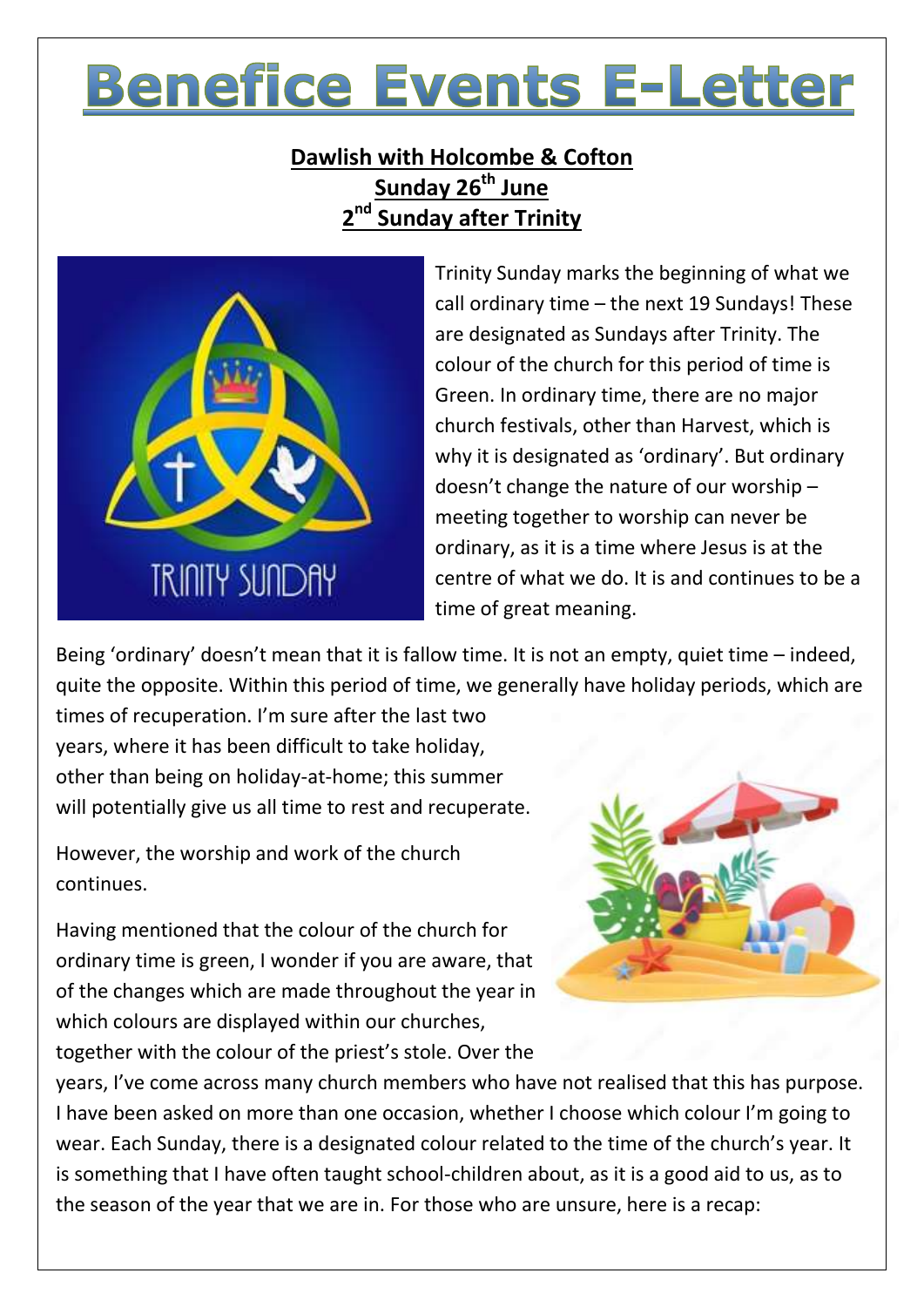# Benefice Events E-Letter

**Dawlish with Holcombe & Cofton**
**Sunday 26th June**
**2nd Sunday after Trinity**

Trinity Sunday marks the beginning of what we call ordinary time – the next 19 Sundays! These are designated as Sundays after Trinity. The colour of the church for this period of time is Green. In ordinary time, there are no major church festivals, other than Harvest, which is why it is designated as 'ordinary'. But ordinary doesn't change the nature of our worship – meeting together to worship can never be ordinary, as it is a time where Jesus is at the centre of what we do. It is and continues to be a time of great meaning.

Being 'ordinary' doesn't mean that it is fallow time. It is not an empty, quiet time – indeed, quite the opposite. Within this period of time, we generally have holiday periods, which are times of recuperation. I'm sure after the last two years, where it has been difficult to take holiday, other than being on holiday-at-home; this summer will potentially give us all time to rest and recuperate.

However, the worship and work of the church continues.

Having mentioned that the colour of the church for ordinary time is green, I wonder if you are aware, that of the changes which are made throughout the year in which colours are displayed within our churches, together with the colour of the priest's stole. Over the years, I've come across many church members who have not realised that this has purpose. I have been asked on more than one occasion, whether I choose which colour I'm going to wear. Each Sunday, there is a designated colour related to the time of the church's year. It is something that I have often taught school-children about, as it is a good aid to us, as to the season of the year that we are in. For those who are unsure, here is a recap: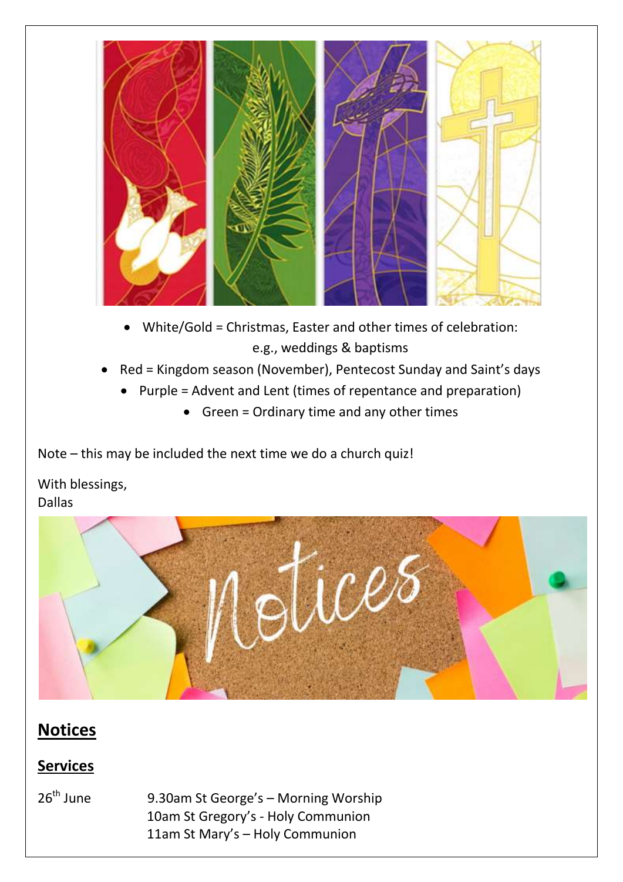- White/Gold = Christmas, Easter and other times of celebration: e.g., weddings & baptisms
- Red = Kingdom season (November), Pentecost Sunday and Saint's days
- Purple = Advent and Lent (times of repentance and preparation)
- Green = Ordinary time and any other times

Note – this may be included the next time we do a church quiz!

With blessings,
Dallas

## Notices

### Services

| | |
|---|---|
| 26th June | 9.30am St George's – Morning Worship |
| | 10am St Gregory's - Holy Communion |
| | 11am St Mary's – Holy Communion |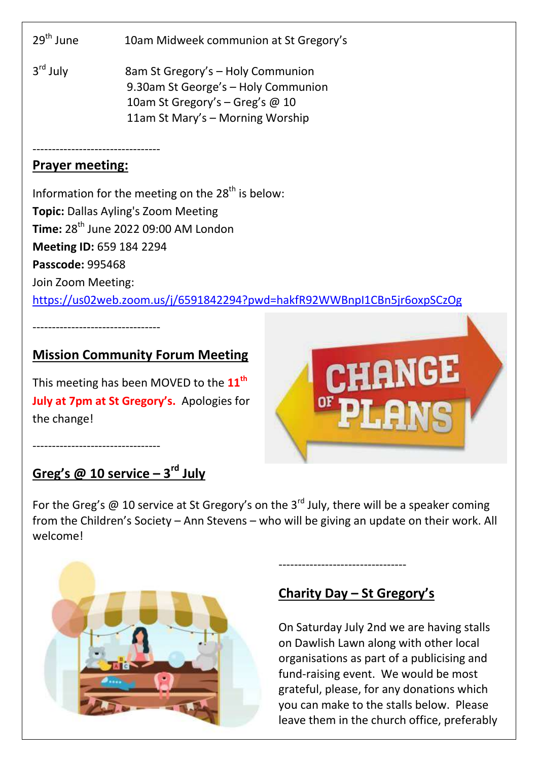| | |
|---|---|
| 29th June | 10am Midweek communion at St Gregory's |
| 3rd July | 8am St Gregory's – Holy Communion<br>9.30am St George's – Holy Communion<br>10am St Gregory's – Greg's @ 10<br>11am St Mary's – Morning Worship |

---------------------------------

## Prayer meeting:

Information for the meeting on the 28th is below:
**Topic:** Dallas Ayling's Zoom Meeting
**Time:** 28th June 2022 09:00 AM London
**Meeting ID:** 659 184 2294
**Passcode:** 995468
Join Zoom Meeting:
https://us02web.zoom.us/j/6591842294?pwd=hakfR92WWBnpl1CBn5jr6oxpSCzOg

---------------------------------

## Mission Community Forum Meeting

This meeting has been MOVED to the **11th July at 7pm at St Gregory's.** Apologies for the change!

---------------------------------

## Greg's @ 10 service – 3rd July

For the Greg's @ 10 service at St Gregory's on the 3rd July, there will be a speaker coming from the Children's Society – Ann Stevens – who will be giving an update on their work. All welcome!

---------------------------------

## Charity Day – St Gregory's

On Saturday July 2nd we are having stalls on Dawlish Lawn along with other local organisations as part of a publicising and fund-raising event. We would be most grateful, please, for any donations which you can make to the stalls below. Please leave them in the church office, preferably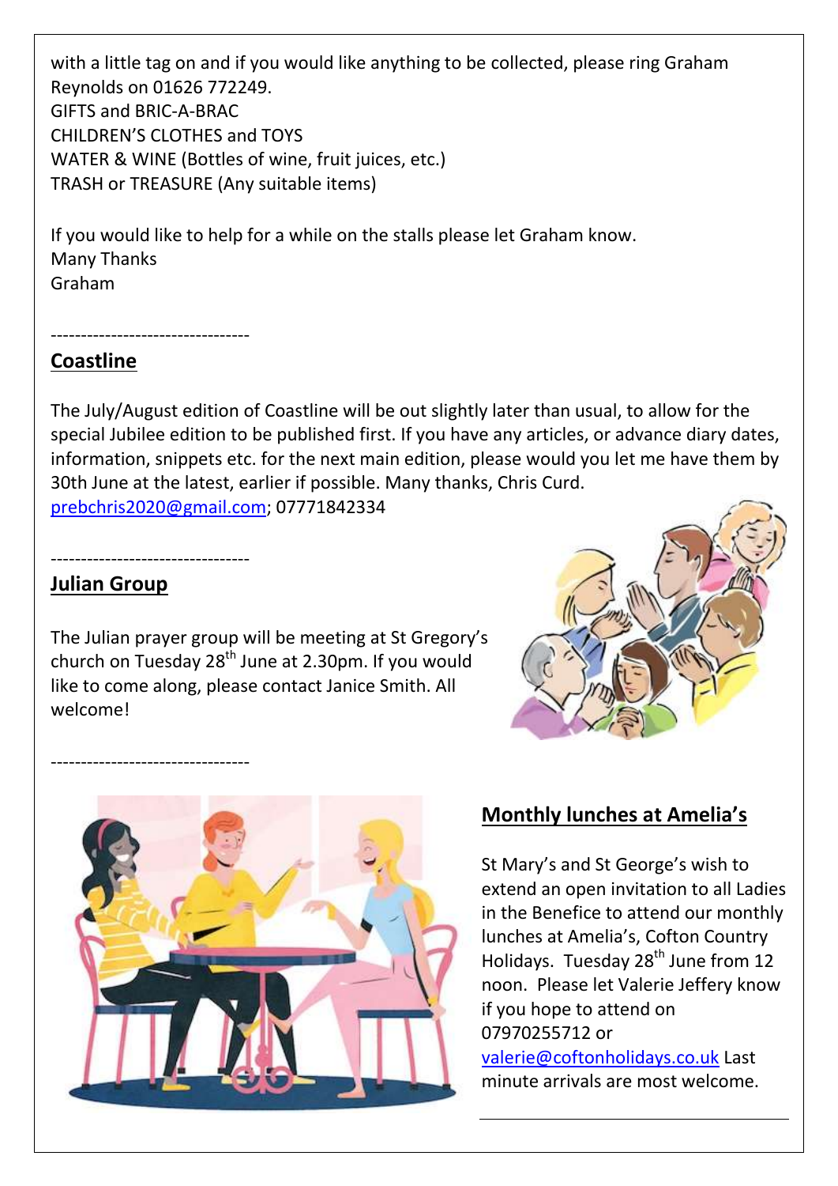with a little tag on and if you would like anything to be collected, please ring Graham Reynolds on 01626 772249.
GIFTS and BRIC-A-BRAC
CHILDREN'S CLOTHES and TOYS
WATER & WINE (Bottles of wine, fruit juices, etc.)
TRASH or TREASURE (Any suitable items)

If you would like to help for a while on the stalls please let Graham know.
Many Thanks
Graham

---------------------------------

## Coastline

The July/August edition of Coastline will be out slightly later than usual, to allow for the special Jubilee edition to be published first. If you have any articles, or advance diary dates, information, snippets etc. for the next main edition, please would you let me have them by 30th June at the latest, earlier if possible. Many thanks, Chris Curd.
prebchris2020@gmail.com; 07771842334

---------------------------------

## Julian Group

The Julian prayer group will be meeting at St Gregory's church on Tuesday 28th June at 2.30pm. If you would like to come along, please contact Janice Smith. All welcome!

---------------------------------

## Monthly lunches at Amelia's

St Mary's and St George's wish to extend an open invitation to all Ladies in the Benefice to attend our monthly lunches at Amelia's, Cofton Country Holidays. Tuesday 28th June from 12 noon. Please let Valerie Jeffery know if you hope to attend on 07970255712 or valerie@coftonholidays.co.uk Last minute arrivals are most welcome.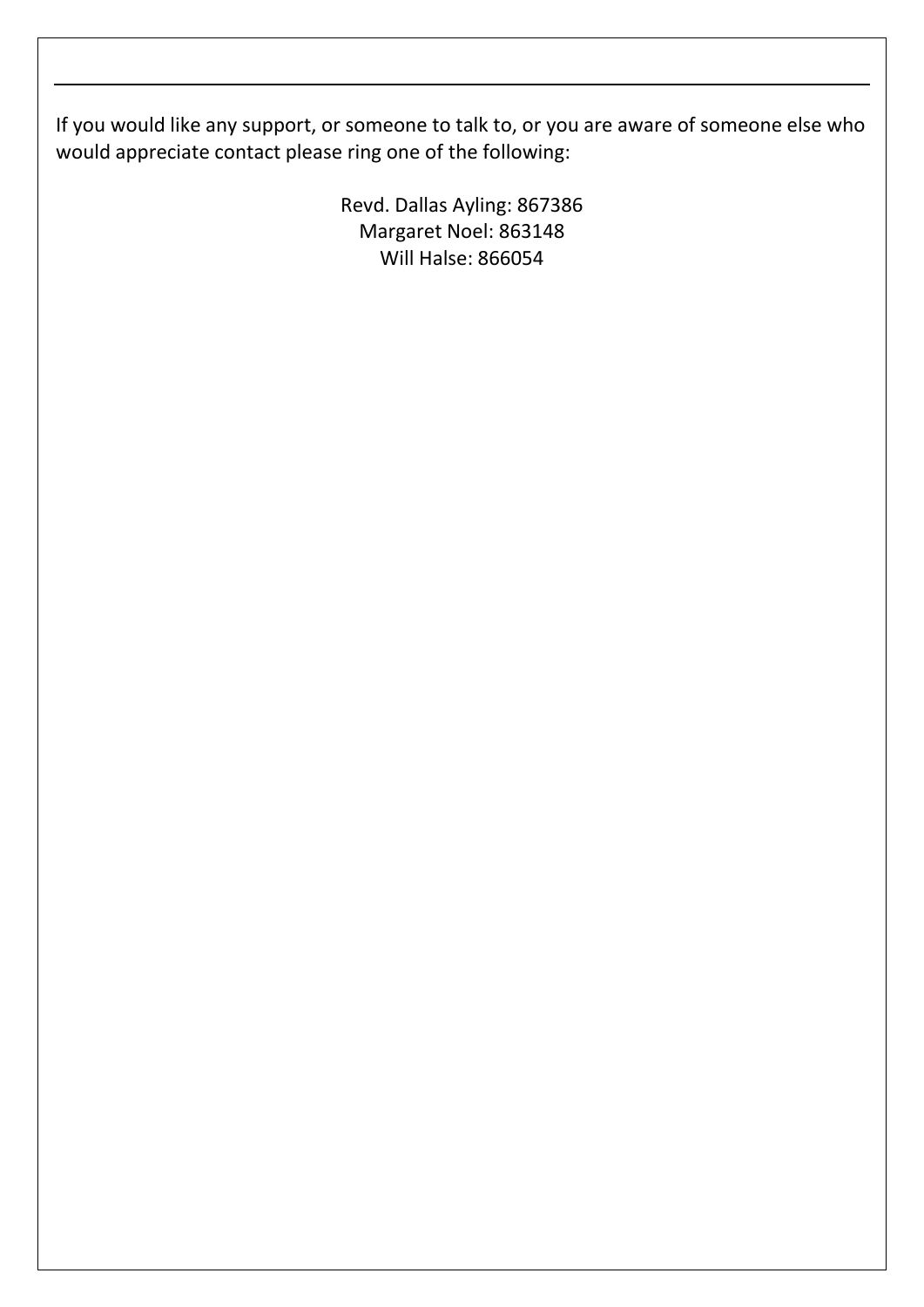If you would like any support, or someone to talk to, or you are aware of someone else who would appreciate contact please ring one of the following:

Revd. Dallas Ayling: 867386
Margaret Noel: 863148
Will Halse: 866054